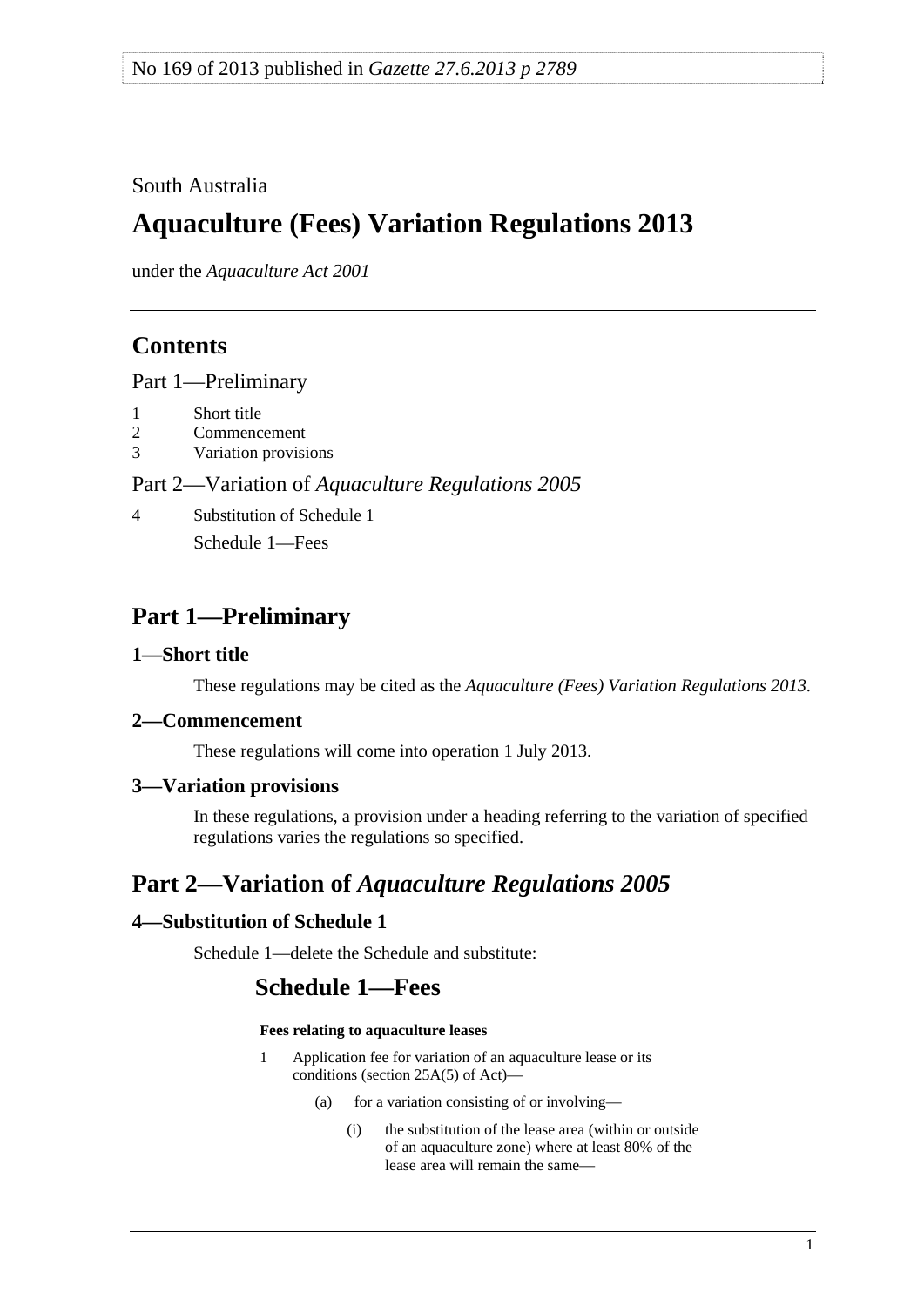No 169 of 2013 published in *Gazette 27.6.2013 p 2789*

South Australia

# Aquaculture (Fees) Variation Regulations 2013

under the *Aquaculture Act 2001*

## Contents

Part 1—Preliminary

1 Short title
2 Commencement
3 Variation provisions

Part 2—Variation of *Aquaculture Regulations 2005*

4 Substitution of Schedule 1

Schedule 1—Fees

## Part 1—Preliminary

### 1—Short title

These regulations may be cited as the *Aquaculture (Fees) Variation Regulations 2013*.

### 2—Commencement

These regulations will come into operation 1 July 2013.

### 3—Variation provisions

In these regulations, a provision under a heading referring to the variation of specified regulations varies the regulations so specified.

## Part 2—Variation of *Aquaculture Regulations 2005*

### 4—Substitution of Schedule 1

Schedule 1—delete the Schedule and substitute:

## Schedule 1—Fees

**Fees relating to aquaculture leases**

1 Application fee for variation of an aquaculture lease or its conditions (section 25A(5) of Act)—

(a) for a variation consisting of or involving—

(i) the substitution of the lease area (within or outside of an aquaculture zone) where at least 80% of the lease area will remain the same—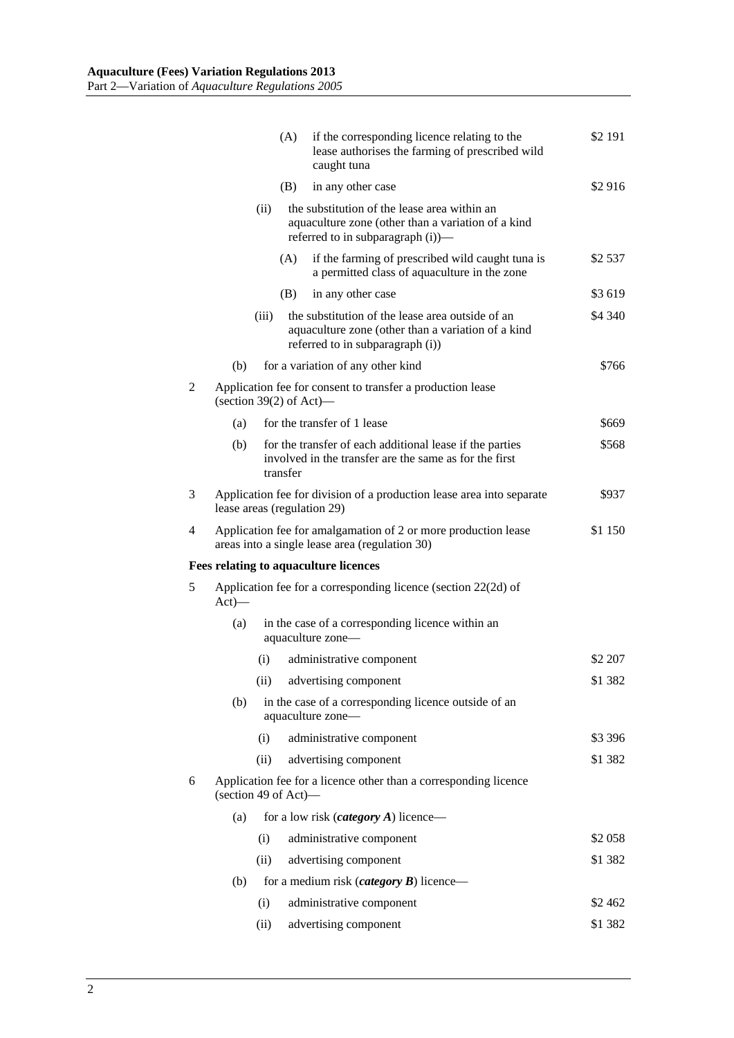| | | | | |
|---|---|---|---|---|
| | | (A) | if the corresponding licence relating to the lease authorises the farming of prescribed wild caught tuna | $2 191 |
| | | (B) | in any other case | $2 916 |
| | (ii) | | the substitution of the lease area within an aquaculture zone (other than a variation of a kind referred to in subparagraph (i))— | |
| | | (A) | if the farming of prescribed wild caught tuna is a permitted class of aquaculture in the zone | $2 537 |
| | | (B) | in any other case | $3 619 |
| | (iii) | | the substitution of the lease area outside of an aquaculture zone (other than a variation of a kind referred to in subparagraph (i)) | $4 340 |
| (b) | | | for a variation of any other kind | $766 |

2 Application fee for consent to transfer a production lease (section 39(2) of Act)—

| | | |
|---|---|---|
| (a) | for the transfer of 1 lease | $669 |
| (b) | for the transfer of each additional lease if the parties involved in the transfer are the same as for the first transfer | $568 |

3 Application fee for division of a production lease area into separate lease areas (regulation 29) — $937

4 Application fee for amalgamation of 2 or more production lease areas into a single lease area (regulation 30) — $1 150

**Fees relating to aquaculture licences**

5 Application fee for a corresponding licence (section 22(2d) of Act)—

| | | | |
|---|---|---|---|
| (a) | | in the case of a corresponding licence within an aquaculture zone— | |
| | (i) | administrative component | $2 207 |
| | (ii) | advertising component | $1 382 |
| (b) | | in the case of a corresponding licence outside of an aquaculture zone— | |
| | (i) | administrative component | $3 396 |
| | (ii) | advertising component | $1 382 |

6 Application fee for a licence other than a corresponding licence (section 49 of Act)—

| | | | |
|---|---|---|---|
| (a) | | for a low risk (***category A***) licence— | |
| | (i) | administrative component | $2 058 |
| | (ii) | advertising component | $1 382 |
| (b) | | for a medium risk (***category B***) licence— | |
| | (i) | administrative component | $2 462 |
| | (ii) | advertising component | $1 382 |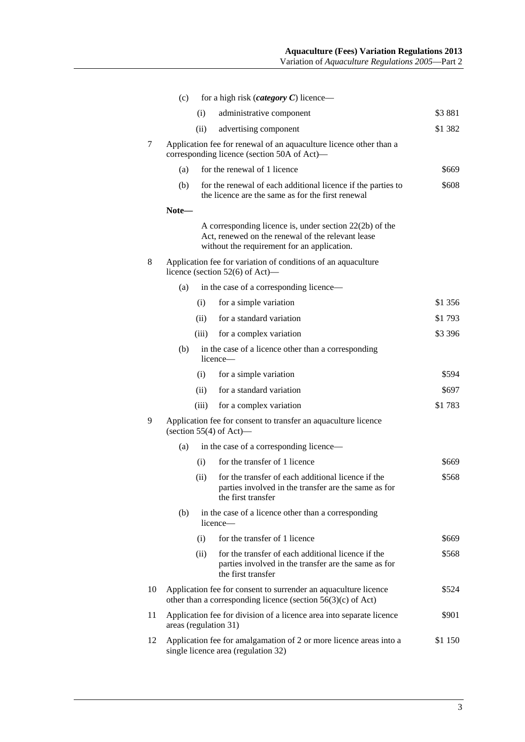(c) for a high risk (***category C***) licence—

(i) administrative component — $3 881

(ii) advertising component — $1 382

7 Application fee for renewal of an aquaculture licence other than a corresponding licence (section 50A of Act)—

(a) for the renewal of 1 licence — $669

(b) for the renewal of each additional licence if the parties to the licence are the same as for the first renewal — $608

**Note—**

A corresponding licence is, under section 22(2b) of the Act, renewed on the renewal of the relevant lease without the requirement for an application.

8 Application fee for variation of conditions of an aquaculture licence (section 52(6) of Act)—

(a) in the case of a corresponding licence—

(i) for a simple variation — $1 356

(ii) for a standard variation — $1 793

(iii) for a complex variation — $3 396

(b) in the case of a licence other than a corresponding licence—

(i) for a simple variation — $594

(ii) for a standard variation — $697

(iii) for a complex variation — $1 783

9 Application fee for consent to transfer an aquaculture licence (section 55(4) of Act)—

(a) in the case of a corresponding licence—

(i) for the transfer of 1 licence — $669

(ii) for the transfer of each additional licence if the parties involved in the transfer are the same as for the first transfer — $568

(b) in the case of a licence other than a corresponding licence—

(i) for the transfer of 1 licence — $669

(ii) for the transfer of each additional licence if the parties involved in the transfer are the same as for the first transfer — $568

10 Application fee for consent to surrender an aquaculture licence other than a corresponding licence (section 56(3)(c) of Act) — $524

11 Application fee for division of a licence area into separate licence areas (regulation 31) — $901

12 Application fee for amalgamation of 2 or more licence areas into a single licence area (regulation 32) — $1 150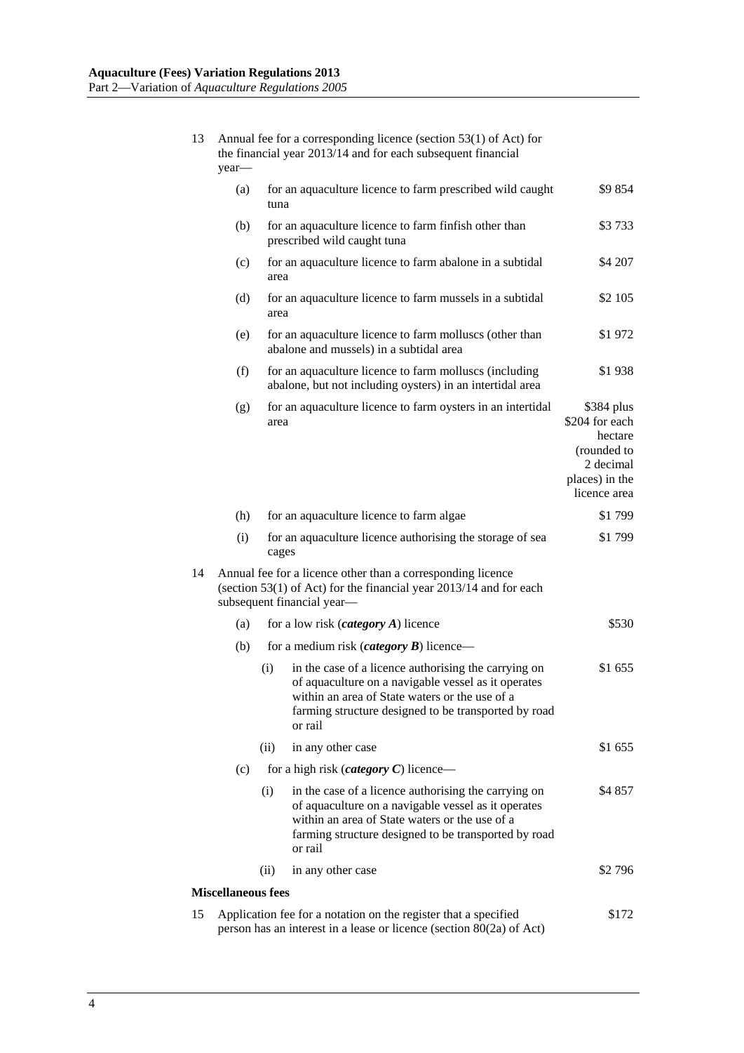13 Annual fee for a corresponding licence (section 53(1) of Act) for the financial year 2013/14 and for each subsequent financial year—

| | | |
|---|---|---|
| (a) | for an aquaculture licence to farm prescribed wild caught tuna | \$9 854 |
| (b) | for an aquaculture licence to farm finfish other than prescribed wild caught tuna | \$3 733 |
| (c) | for an aquaculture licence to farm abalone in a subtidal area | \$4 207 |
| (d) | for an aquaculture licence to farm mussels in a subtidal area | \$2 105 |
| (e) | for an aquaculture licence to farm molluscs (other than abalone and mussels) in a subtidal area | \$1 972 |
| (f) | for an aquaculture licence to farm molluscs (including abalone, but not including oysters) in an intertidal area | \$1 938 |
| (g) | for an aquaculture licence to farm oysters in an intertidal area | \$384 plus \$204 for each hectare (rounded to 2 decimal places) in the licence area |
| (h) | for an aquaculture licence to farm algae | \$1 799 |
| (i) | for an aquaculture licence authorising the storage of sea cages | \$1 799 |

14 Annual fee for a licence other than a corresponding licence (section 53(1) of Act) for the financial year 2013/14 and for each subsequent financial year—

| | | | |
|---|---|---|---|
| (a) | for a low risk (***category A***) licence | | \$530 |
| (b) | for a medium risk (***category B***) licence— | | |
| | (i) | in the case of a licence authorising the carrying on of aquaculture on a navigable vessel as it operates within an area of State waters or the use of a farming structure designed to be transported by road or rail | \$1 655 |
| | (ii) | in any other case | \$1 655 |
| (c) | for a high risk (***category C***) licence— | | |
| | (i) | in the case of a licence authorising the carrying on of aquaculture on a navigable vessel as it operates within an area of State waters or the use of a farming structure designed to be transported by road or rail | \$4 857 |
| | (ii) | in any other case | \$2 796 |

**Miscellaneous fees**

| | | |
|---|---|---|
| 15 | Application fee for a notation on the register that a specified person has an interest in a lease or licence (section 80(2a) of Act) | \$172 |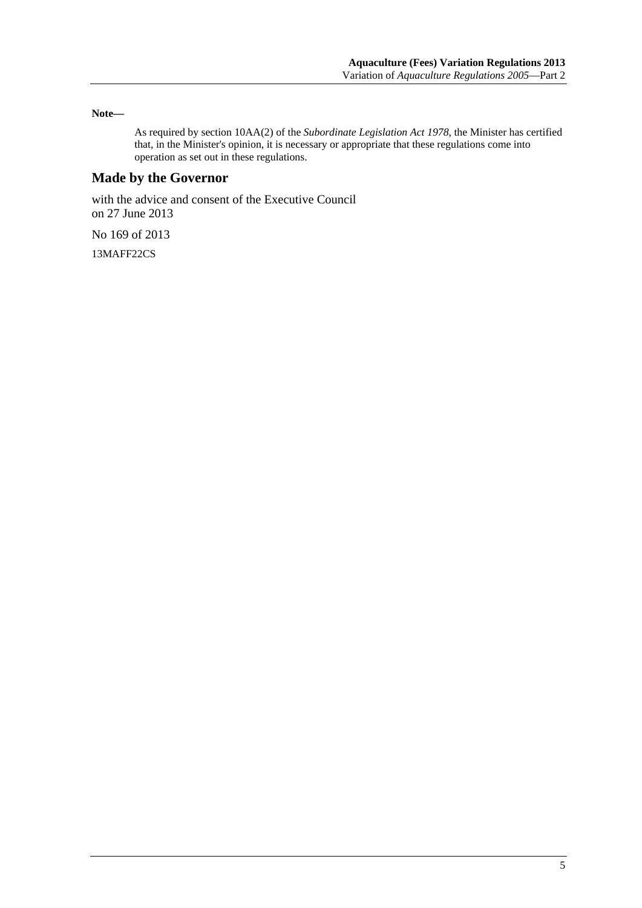**Note—**

> As required by section 10AA(2) of the *Subordinate Legislation Act 1978*, the Minister has certified that, in the Minister's opinion, it is necessary or appropriate that these regulations come into operation as set out in these regulations.

## Made by the Governor

with the advice and consent of the Executive Council on 27 June 2013

No 169 of 2013

13MAFF22CS